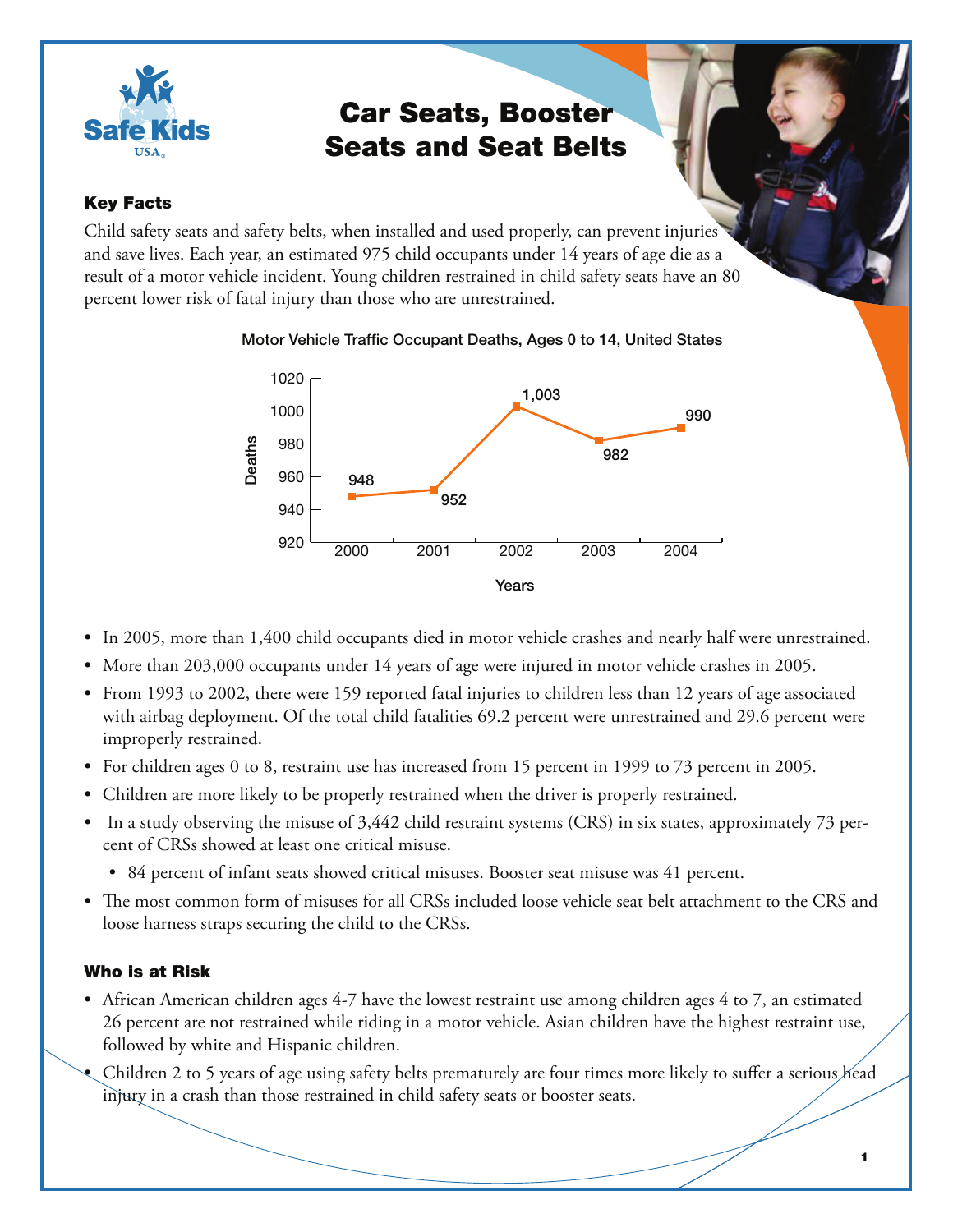# Car Seats, Booster Seats and Seat Belts

## Key Facts

Child safety seats and safety belts, when installed and used properly, can prevent injuries and save lives. Each year, an estimated 975 child occupants under 14 years of age die as a result of a motor vehicle incident. Young children restrained in child safety seats have an 80 percent lower risk of fatal injury than those who are unrestrained.

**Motor Vehicle Traffic Occupant Deaths, Ages 0 to 14, United States**

| Years | Deaths |
|---|---|
| 2000 | 948 |
| 2001 | 952 |
| 2002 | 1,003 |
| 2003 | 982 |
| 2004 | 990 |

- In 2005, more than 1,400 child occupants died in motor vehicle crashes and nearly half were unrestrained.
- More than 203,000 occupants under 14 years of age were injured in motor vehicle crashes in 2005.
- From 1993 to 2002, there were 159 reported fatal injuries to children less than 12 years of age associated with airbag deployment. Of the total child fatalities 69.2 percent were unrestrained and 29.6 percent were improperly restrained.
- For children ages 0 to 8, restraint use has increased from 15 percent in 1999 to 73 percent in 2005.
- Children are more likely to be properly restrained when the driver is properly restrained.
- In a study observing the misuse of 3,442 child restraint systems (CRS) in six states, approximately 73 percent of CRSs showed at least one critical misuse.
  - 84 percent of infant seats showed critical misuses. Booster seat misuse was 41 percent.
- The most common form of misuses for all CRSs included loose vehicle seat belt attachment to the CRS and loose harness straps securing the child to the CRSs.

## Who is at Risk

- African American children ages 4-7 have the lowest restraint use among children ages 4 to 7, an estimated 26 percent are not restrained while riding in a motor vehicle. Asian children have the highest restraint use, followed by white and Hispanic children.
- Children 2 to 5 years of age using safety belts prematurely are four times more likely to suffer a serious head injury in a crash than those restrained in child safety seats or booster seats.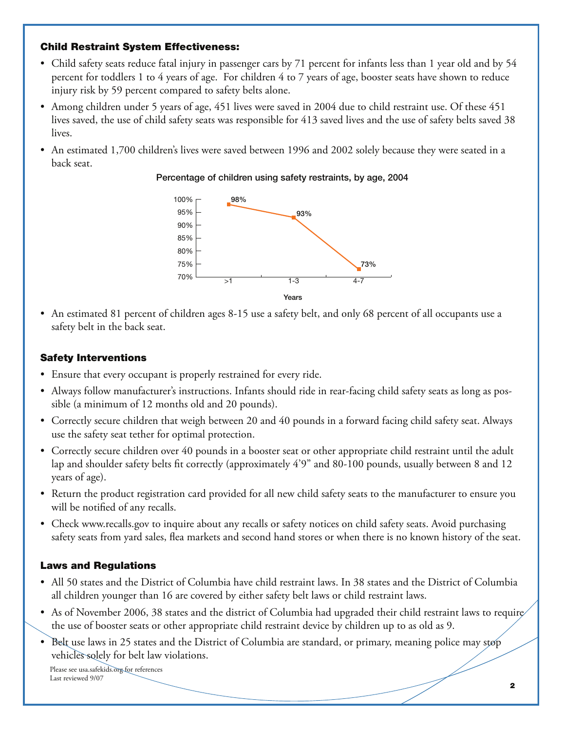## Child Restraint System Effectiveness:

- Child safety seats reduce fatal injury in passenger cars by 71 percent for infants less than 1 year old and by 54 percent for toddlers 1 to 4 years of age. For children 4 to 7 years of age, booster seats have shown to reduce injury risk by 59 percent compared to safety belts alone.
- Among children under 5 years of age, 451 lives were saved in 2004 due to child restraint use. Of these 451 lives saved, the use of child safety seats was responsible for 413 saved lives and the use of safety belts saved 38 lives.
- An estimated 1,700 children's lives were saved between 1996 and 2002 solely because they were seated in a back seat.

Percentage of children using safety restraints, by age, 2004

100%
95%
90%
85%
80%
75%
70%

98%
93%
73%

>1
1-3
4-7

Years

- An estimated 81 percent of children ages 8-15 use a safety belt, and only 68 percent of all occupants use a safety belt in the back seat.

## Safety Interventions

- Ensure that every occupant is properly restrained for every ride.
- Always follow manufacturer's instructions. Infants should ride in rear-facing child safety seats as long as possible (a minimum of 12 months old and 20 pounds).
- Correctly secure children that weigh between 20 and 40 pounds in a forward facing child safety seat. Always use the safety seat tether for optimal protection.
- Correctly secure children over 40 pounds in a booster seat or other appropriate child restraint until the adult lap and shoulder safety belts fit correctly (approximately 4'9" and 80-100 pounds, usually between 8 and 12 years of age).
- Return the product registration card provided for all new child safety seats to the manufacturer to ensure you will be notified of any recalls.
- Check www.recalls.gov to inquire about any recalls or safety notices on child safety seats. Avoid purchasing safety seats from yard sales, flea markets and second hand stores or when there is no known history of the seat.

## Laws and Regulations

- All 50 states and the District of Columbia have child restraint laws. In 38 states and the District of Columbia all children younger than 16 are covered by either safety belt laws or child restraint laws.
- As of November 2006, 38 states and the district of Columbia had upgraded their child restraint laws to require the use of booster seats or other appropriate child restraint device by children up to as old as 9.
- Belt use laws in 25 states and the District of Columbia are standard, or primary, meaning police may stop vehicles solely for belt law violations.

Please see usa.safekids.org for references
Last reviewed 9/07